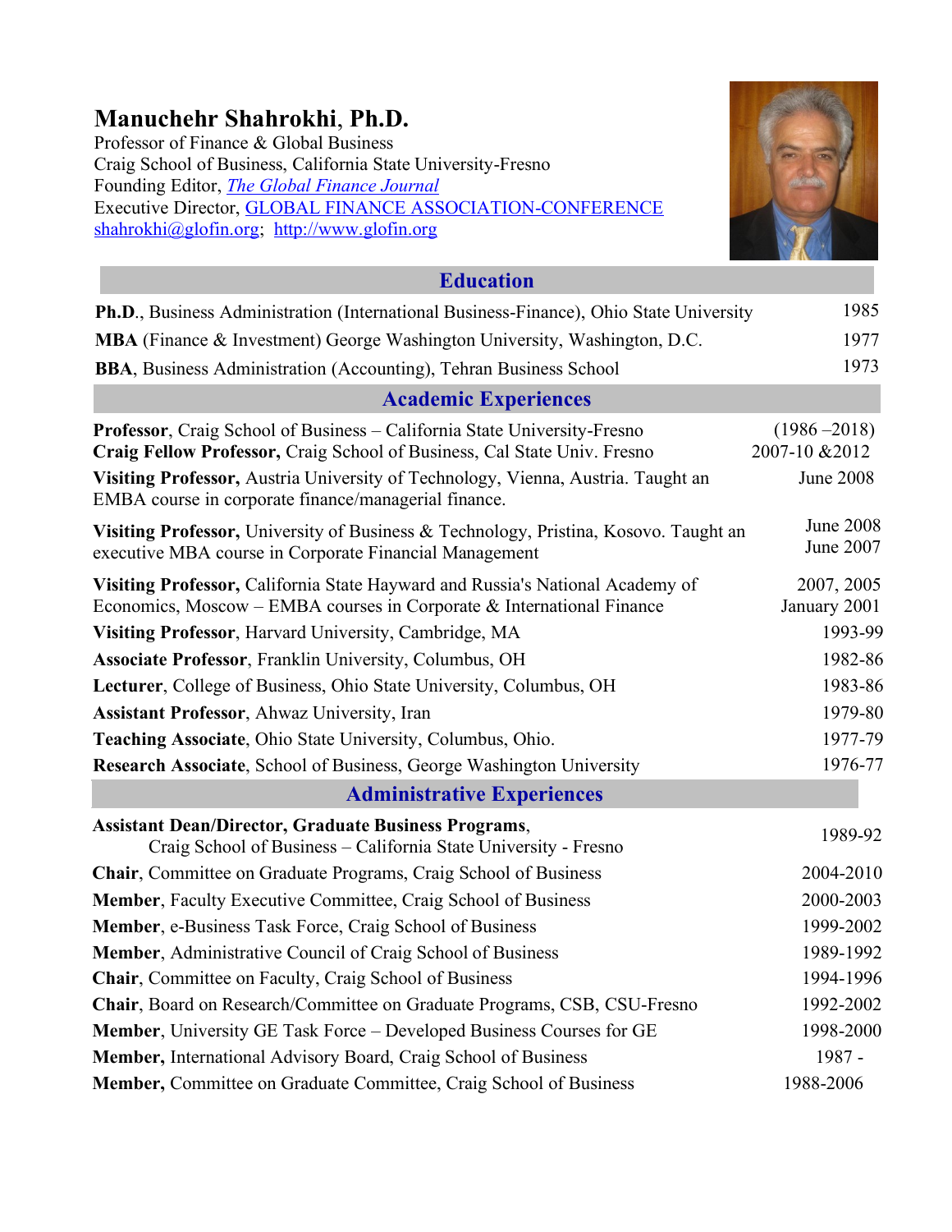# Manuchehr Shahrokhi, Ph.D.

Professor of Finance & Global Business
Craig School of Business, California State University-Fresno
Founding Editor, *The Global Finance Journal*
Executive Director, GLOBAL FINANCE ASSOCIATION-CONFERENCE
shahrokhi@glofin.org; http://www.glofin.org

## Education

| | |
|---|---|
| **Ph.D.**, Business Administration (International Business-Finance), Ohio State University | 1985 |
| **MBA** (Finance & Investment) George Washington University, Washington, D.C. | 1977 |
| **BBA**, Business Administration (Accounting), Tehran Business School | 1973 |

## Academic Experiences

| | |
|---|---|
| **Professor**, Craig School of Business – California State University-Fresno | (1986 –2018) |
| **Craig Fellow Professor,** Craig School of Business, Cal State Univ. Fresno | 2007-10 &2012 |
| **Visiting Professor,** Austria University of Technology, Vienna, Austria. Taught an EMBA course in corporate finance/managerial finance. | June 2008 |
| **Visiting Professor,** University of Business & Technology, Pristina, Kosovo. Taught an executive MBA course in Corporate Financial Management | June 2008<br>June 2007 |
| **Visiting Professor,** California State Hayward and Russia's National Academy of Economics, Moscow – EMBA courses in Corporate & International Finance | 2007, 2005<br>January 2001 |
| **Visiting Professor**, Harvard University, Cambridge, MA | 1993-99 |
| **Associate Professor**, Franklin University, Columbus, OH | 1982-86 |
| **Lecturer**, College of Business, Ohio State University, Columbus, OH | 1983-86 |
| **Assistant Professor**, Ahwaz University, Iran | 1979-80 |
| **Teaching Associate**, Ohio State University, Columbus, Ohio. | 1977-79 |
| **Research Associate**, School of Business, George Washington University | 1976-77 |

## Administrative Experiences

| | |
|---|---|
| **Assistant Dean/Director, Graduate Business Programs**, Craig School of Business – California State University - Fresno | 1989-92 |
| **Chair**, Committee on Graduate Programs, Craig School of Business | 2004-2010 |
| **Member**, Faculty Executive Committee, Craig School of Business | 2000-2003 |
| **Member**, e-Business Task Force, Craig School of Business | 1999-2002 |
| **Member**, Administrative Council of Craig School of Business | 1989-1992 |
| **Chair**, Committee on Faculty, Craig School of Business | 1994-1996 |
| **Chair**, Board on Research/Committee on Graduate Programs, CSB, CSU-Fresno | 1992-2002 |
| **Member**, University GE Task Force – Developed Business Courses for GE | 1998-2000 |
| **Member,** International Advisory Board, Craig School of Business | 1987 - |
| **Member,** Committee on Graduate Committee, Craig School of Business | 1988-2006 |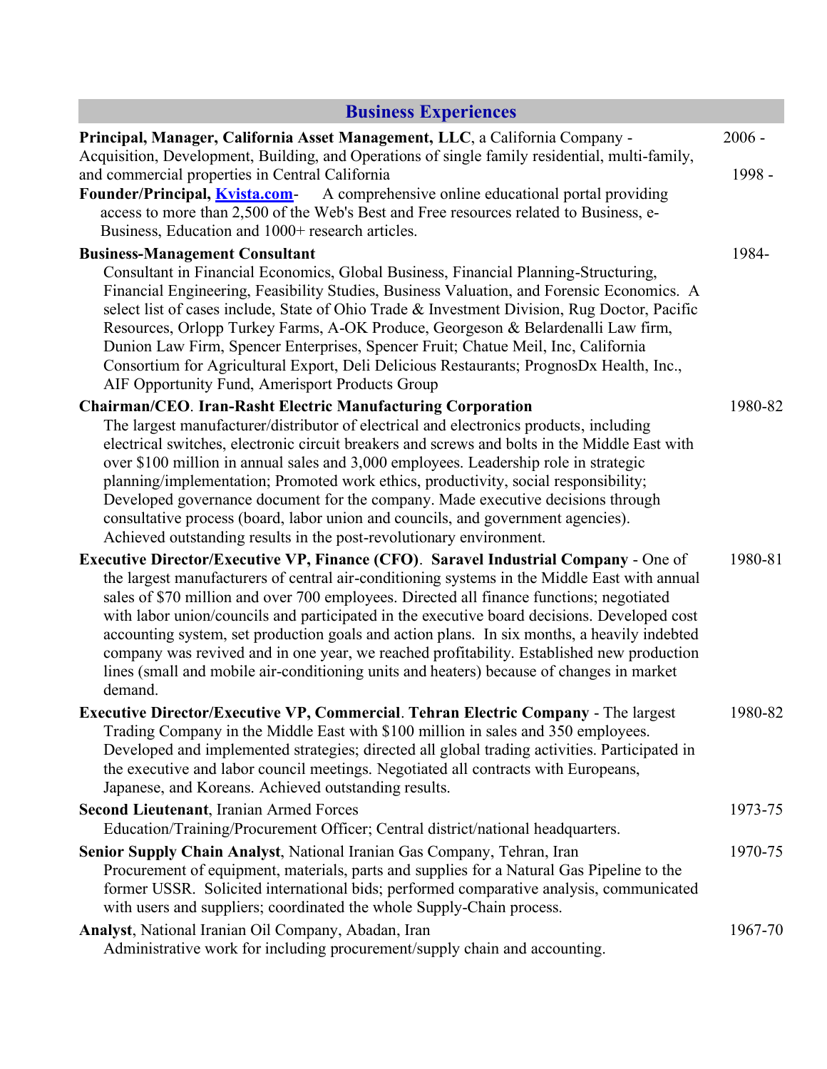## Business Experiences

**Principal, Manager, California Asset Management, LLC**, a California Company - Acquisition, Development, Building, and Operations of single family residential, multi-family, and commercial properties in Central California — 2006 -

**Founder/Principal, Kvista.com**- A comprehensive online educational portal providing access to more than 2,500 of the Web's Best and Free resources related to Business, e-Business, Education and 1000+ research articles. — 1998 -

**Business-Management Consultant** — 1984-

Consultant in Financial Economics, Global Business, Financial Planning-Structuring, Financial Engineering, Feasibility Studies, Business Valuation, and Forensic Economics. A select list of cases include, State of Ohio Trade & Investment Division, Rug Doctor, Pacific Resources, Orlopp Turkey Farms, A-OK Produce, Georgeson & Belardenalli Law firm, Dunion Law Firm, Spencer Enterprises, Spencer Fruit; Chatue Meil, Inc, California Consortium for Agricultural Export, Deli Delicious Restaurants; PrognosDx Health, Inc., AIF Opportunity Fund, Amerisport Products Group

**Chairman/CEO**. **Iran-Rasht Electric Manufacturing Corporation** — 1980-82

The largest manufacturer/distributor of electrical and electronics products, including electrical switches, electronic circuit breakers and screws and bolts in the Middle East with over $100 million in annual sales and 3,000 employees. Leadership role in strategic planning/implementation; Promoted work ethics, productivity, social responsibility; Developed governance document for the company. Made executive decisions through consultative process (board, labor union and councils, and government agencies). Achieved outstanding results in the post-revolutionary environment.

**Executive Director/Executive VP, Finance (CFO)**. **Saravel Industrial Company** - One of the largest manufacturers of central air-conditioning systems in the Middle East with annual sales of $70 million and over 700 employees. Directed all finance functions; negotiated with labor union/councils and participated in the executive board decisions. Developed cost accounting system, set production goals and action plans. In six months, a heavily indebted company was revived and in one year, we reached profitability. Established new production lines (small and mobile air-conditioning units and heaters) because of changes in market demand. — 1980-81

**Executive Director/Executive VP, Commercial**. **Tehran Electric Company** - The largest Trading Company in the Middle East with $100 million in sales and 350 employees. Developed and implemented strategies; directed all global trading activities. Participated in the executive and labor council meetings. Negotiated all contracts with Europeans, Japanese, and Koreans. Achieved outstanding results. — 1980-82

**Second Lieutenant**, Iranian Armed Forces — 1973-75

Education/Training/Procurement Officer; Central district/national headquarters.

**Senior Supply Chain Analyst**, National Iranian Gas Company, Tehran, Iran — 1970-75

Procurement of equipment, materials, parts and supplies for a Natural Gas Pipeline to the former USSR. Solicited international bids; performed comparative analysis, communicated with users and suppliers; coordinated the whole Supply-Chain process.

**Analyst**, National Iranian Oil Company, Abadan, Iran — 1967-70

Administrative work for including procurement/supply chain and accounting.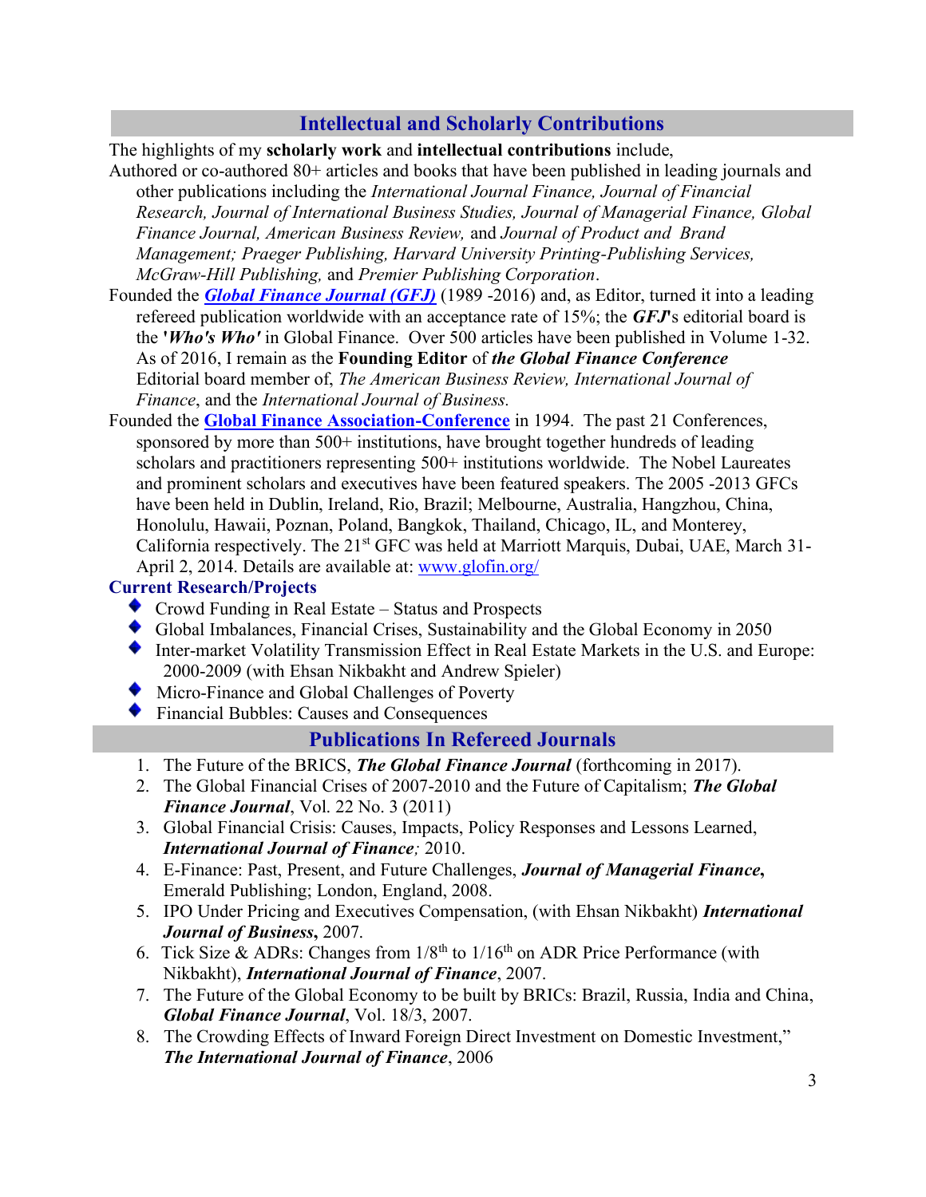## Intellectual and Scholarly Contributions

The highlights of my **scholarly work** and **intellectual contributions** include,

Authored or co-authored 80+ articles and books that have been published in leading journals and other publications including the *International Journal Finance, Journal of Financial Research, Journal of International Business Studies, Journal of Managerial Finance, Global Finance Journal, American Business Review,* and *Journal of Product and Brand Management; Praeger Publishing, Harvard University Printing-Publishing Services, McGraw-Hill Publishing,* and *Premier Publishing Corporation*.

Founded the ***Global Finance Journal (GFJ)*** (1989 -2016) and, as Editor, turned it into a leading refereed publication worldwide with an acceptance rate of 15%; the ***GFJ***'s editorial board is the **'*Who's Who'*** in Global Finance. Over 500 articles have been published in Volume 1-32. As of 2016, I remain as the **Founding Editor** of ***the Global Finance Conference*** Editorial board member of, *The American Business Review, International Journal of Finance*, and the *International Journal of Business.*

Founded the **Global Finance Association-Conference** in 1994. The past 21 Conferences, sponsored by more than 500+ institutions, have brought together hundreds of leading scholars and practitioners representing 500+ institutions worldwide. The Nobel Laureates and prominent scholars and executives have been featured speakers. The 2005 -2013 GFCs have been held in Dublin, Ireland, Rio, Brazil; Melbourne, Australia, Hangzhou, China, Honolulu, Hawaii, Poznan, Poland, Bangkok, Thailand, Chicago, IL, and Monterey, California respectively. The 21st GFC was held at Marriott Marquis, Dubai, UAE, March 31-April 2, 2014. Details are available at: www.glofin.org/

### Current Research/Projects

- Crowd Funding in Real Estate – Status and Prospects
- Global Imbalances, Financial Crises, Sustainability and the Global Economy in 2050
- Inter-market Volatility Transmission Effect in Real Estate Markets in the U.S. and Europe: 2000-2009 (with Ehsan Nikbakht and Andrew Spieler)
- Micro-Finance and Global Challenges of Poverty
- Financial Bubbles: Causes and Consequences

## Publications In Refereed Journals

1. The Future of the BRICS, ***The Global Finance Journal*** (forthcoming in 2017).
2. The Global Financial Crises of 2007-2010 and the Future of Capitalism; ***The Global Finance Journal***, Vol. 22 No. 3 (2011)
3. Global Financial Crisis: Causes, Impacts, Policy Responses and Lessons Learned, ***International Journal of Finance;*** 2010.
4. E-Finance: Past, Present, and Future Challenges, ***Journal of Managerial Finance*,** Emerald Publishing; London, England, 2008.
5. IPO Under Pricing and Executives Compensation, (with Ehsan Nikbakht) ***International Journal of Business*,** 2007.
6. Tick Size & ADRs: Changes from 1/8th to 1/16th on ADR Price Performance (with Nikbakht), ***International Journal of Finance***, 2007.
7. The Future of the Global Economy to be built by BRICs: Brazil, Russia, India and China, ***Global Finance Journal***, Vol. 18/3, 2007.
8. The Crowding Effects of Inward Foreign Direct Investment on Domestic Investment," ***The International Journal of Finance***, 2006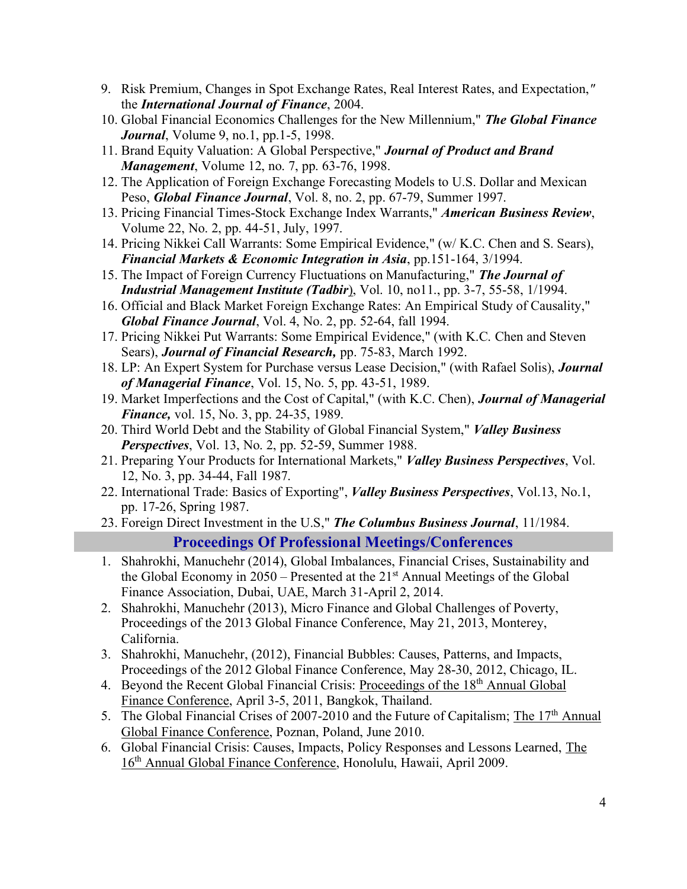9. Risk Premium, Changes in Spot Exchange Rates, Real Interest Rates, and Expectation,″ the ***International Journal of Finance***, 2004.
10. Global Financial Economics Challenges for the New Millennium," ***The Global Finance Journal***, Volume 9, no.1, pp.1-5, 1998.
11. Brand Equity Valuation: A Global Perspective," ***Journal of Product and Brand Management***, Volume 12, no. 7, pp. 63-76, 1998.
12. The Application of Foreign Exchange Forecasting Models to U.S. Dollar and Mexican Peso, ***Global Finance Journal***, Vol. 8, no. 2, pp. 67-79, Summer 1997.
13. Pricing Financial Times-Stock Exchange Index Warrants," ***American Business Review***, Volume 22, No. 2, pp. 44-51, July, 1997.
14. Pricing Nikkei Call Warrants: Some Empirical Evidence," (w/ K.C. Chen and S. Sears), ***Financial Markets & Economic Integration in Asia***, pp.151-164, 3/1994.
15. The Impact of Foreign Currency Fluctuations on Manufacturing," ***The Journal of Industrial Management Institute (Tadbir***), Vol. 10, no11., pp. 3-7, 55-58, 1/1994.
16. Official and Black Market Foreign Exchange Rates: An Empirical Study of Causality," ***Global Finance Journal***, Vol. 4, No. 2, pp. 52-64, fall 1994.
17. Pricing Nikkei Put Warrants: Some Empirical Evidence," (with K.C. Chen and Steven Sears), ***Journal of Financial Research,*** pp. 75-83, March 1992.
18. LP: An Expert System for Purchase versus Lease Decision," (with Rafael Solis), ***Journal of Managerial Finance***, Vol. 15, No. 5, pp. 43-51, 1989.
19. Market Imperfections and the Cost of Capital," (with K.C. Chen), ***Journal of Managerial Finance,*** vol. 15, No. 3, pp. 24-35, 1989.
20. Third World Debt and the Stability of Global Financial System," ***Valley Business Perspectives***, Vol. 13, No. 2, pp. 52-59, Summer 1988.
21. Preparing Your Products for International Markets," ***Valley Business Perspectives***, Vol. 12, No. 3, pp. 34-44, Fall 1987.
22. International Trade: Basics of Exporting", ***Valley Business Perspectives***, Vol.13, No.1, pp. 17-26, Spring 1987.
23. Foreign Direct Investment in the U.S," ***The Columbus Business Journal***, 11/1984.

## Proceedings Of Professional Meetings/Conferences

1. Shahrokhi, Manuchehr (2014), Global Imbalances, Financial Crises, Sustainability and the Global Economy in 2050 – Presented at the 21st Annual Meetings of the Global Finance Association, Dubai, UAE, March 31-April 2, 2014.
2. Shahrokhi, Manuchehr (2013), Micro Finance and Global Challenges of Poverty, Proceedings of the 2013 Global Finance Conference, May 21, 2013, Monterey, California.
3. Shahrokhi, Manuchehr, (2012), Financial Bubbles: Causes, Patterns, and Impacts, Proceedings of the 2012 Global Finance Conference, May 28-30, 2012, Chicago, IL.
4. Beyond the Recent Global Financial Crisis: Proceedings of the 18th Annual Global Finance Conference, April 3-5, 2011, Bangkok, Thailand.
5. The Global Financial Crises of 2007-2010 and the Future of Capitalism; The 17th Annual Global Finance Conference, Poznan, Poland, June 2010.
6. Global Financial Crisis: Causes, Impacts, Policy Responses and Lessons Learned, The 16th Annual Global Finance Conference, Honolulu, Hawaii, April 2009.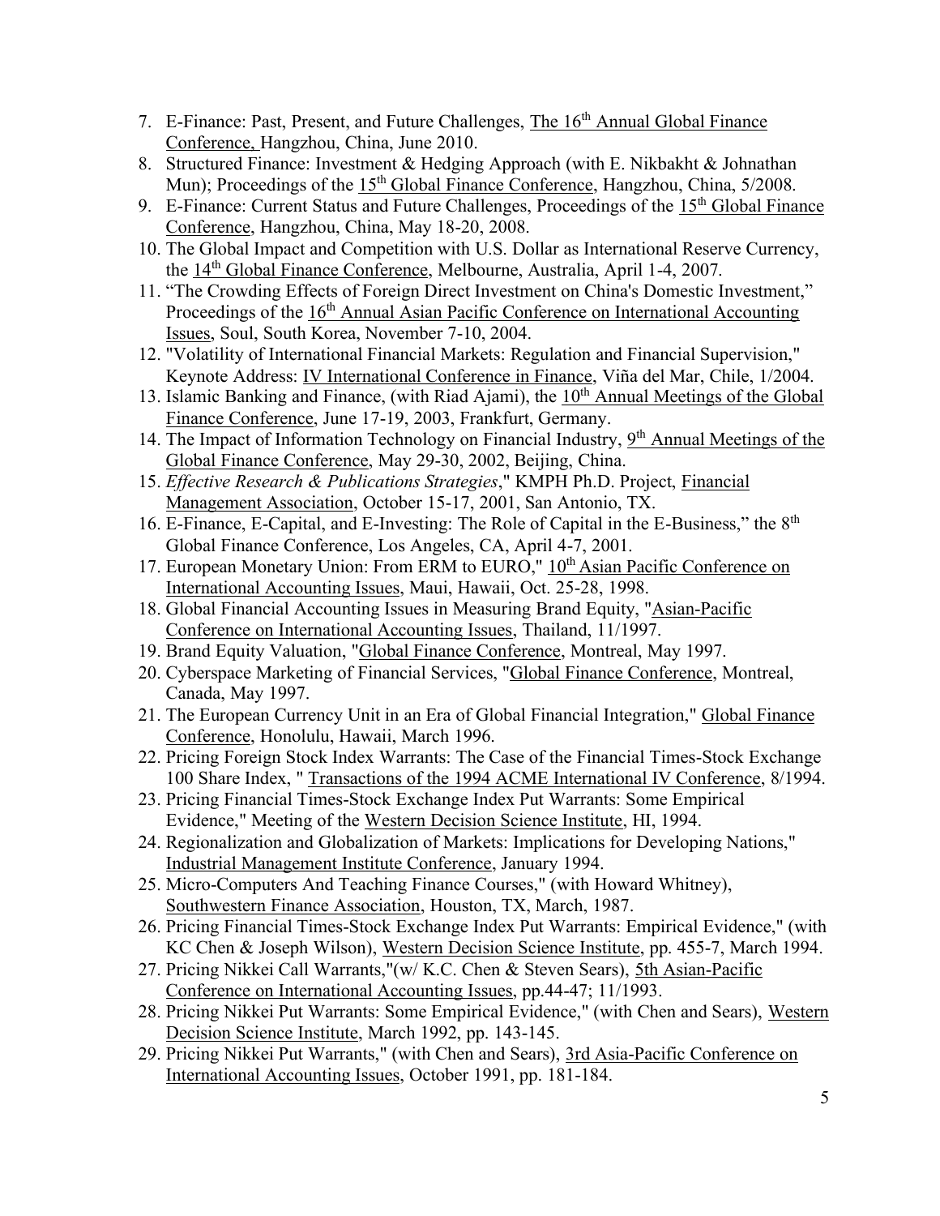7. E-Finance: Past, Present, and Future Challenges, The 16th Annual Global Finance Conference, Hangzhou, China, June 2010.
8. Structured Finance: Investment & Hedging Approach (with E. Nikbakht & Johnathan Mun); Proceedings of the 15th Global Finance Conference, Hangzhou, China, 5/2008.
9. E-Finance: Current Status and Future Challenges, Proceedings of the 15th Global Finance Conference, Hangzhou, China, May 18-20, 2008.
10. The Global Impact and Competition with U.S. Dollar as International Reserve Currency, the 14th Global Finance Conference, Melbourne, Australia, April 1-4, 2007.
11. "The Crowding Effects of Foreign Direct Investment on China's Domestic Investment," Proceedings of the 16th Annual Asian Pacific Conference on International Accounting Issues, Soul, South Korea, November 7-10, 2004.
12. "Volatility of International Financial Markets: Regulation and Financial Supervision," Keynote Address: IV International Conference in Finance, Viña del Mar, Chile, 1/2004.
13. Islamic Banking and Finance, (with Riad Ajami), the 10th Annual Meetings of the Global Finance Conference, June 17-19, 2003, Frankfurt, Germany.
14. The Impact of Information Technology on Financial Industry, 9th Annual Meetings of the Global Finance Conference, May 29-30, 2002, Beijing, China.
15. *Effective Research & Publications Strategies*," KMPH Ph.D. Project, Financial Management Association, October 15-17, 2001, San Antonio, TX.
16. E-Finance, E-Capital, and E-Investing: The Role of Capital in the E-Business," the 8th Global Finance Conference, Los Angeles, CA, April 4-7, 2001.
17. European Monetary Union: From ERM to EURO," 10th Asian Pacific Conference on International Accounting Issues, Maui, Hawaii, Oct. 25-28, 1998.
18. Global Financial Accounting Issues in Measuring Brand Equity, "Asian-Pacific Conference on International Accounting Issues, Thailand, 11/1997.
19. Brand Equity Valuation, "Global Finance Conference, Montreal, May 1997.
20. Cyberspace Marketing of Financial Services, "Global Finance Conference, Montreal, Canada, May 1997.
21. The European Currency Unit in an Era of Global Financial Integration," Global Finance Conference, Honolulu, Hawaii, March 1996.
22. Pricing Foreign Stock Index Warrants: The Case of the Financial Times-Stock Exchange 100 Share Index, " Transactions of the 1994 ACME International IV Conference, 8/1994.
23. Pricing Financial Times-Stock Exchange Index Put Warrants: Some Empirical Evidence," Meeting of the Western Decision Science Institute, HI, 1994.
24. Regionalization and Globalization of Markets: Implications for Developing Nations," Industrial Management Institute Conference, January 1994.
25. Micro-Computers And Teaching Finance Courses," (with Howard Whitney), Southwestern Finance Association, Houston, TX, March, 1987.
26. Pricing Financial Times-Stock Exchange Index Put Warrants: Empirical Evidence," (with KC Chen & Joseph Wilson), Western Decision Science Institute, pp. 455-7, March 1994.
27. Pricing Nikkei Call Warrants,"(w/ K.C. Chen & Steven Sears), 5th Asian-Pacific Conference on International Accounting Issues, pp.44-47; 11/1993.
28. Pricing Nikkei Put Warrants: Some Empirical Evidence," (with Chen and Sears), Western Decision Science Institute, March 1992, pp. 143-145.
29. Pricing Nikkei Put Warrants," (with Chen and Sears), 3rd Asia-Pacific Conference on International Accounting Issues, October 1991, pp. 181-184.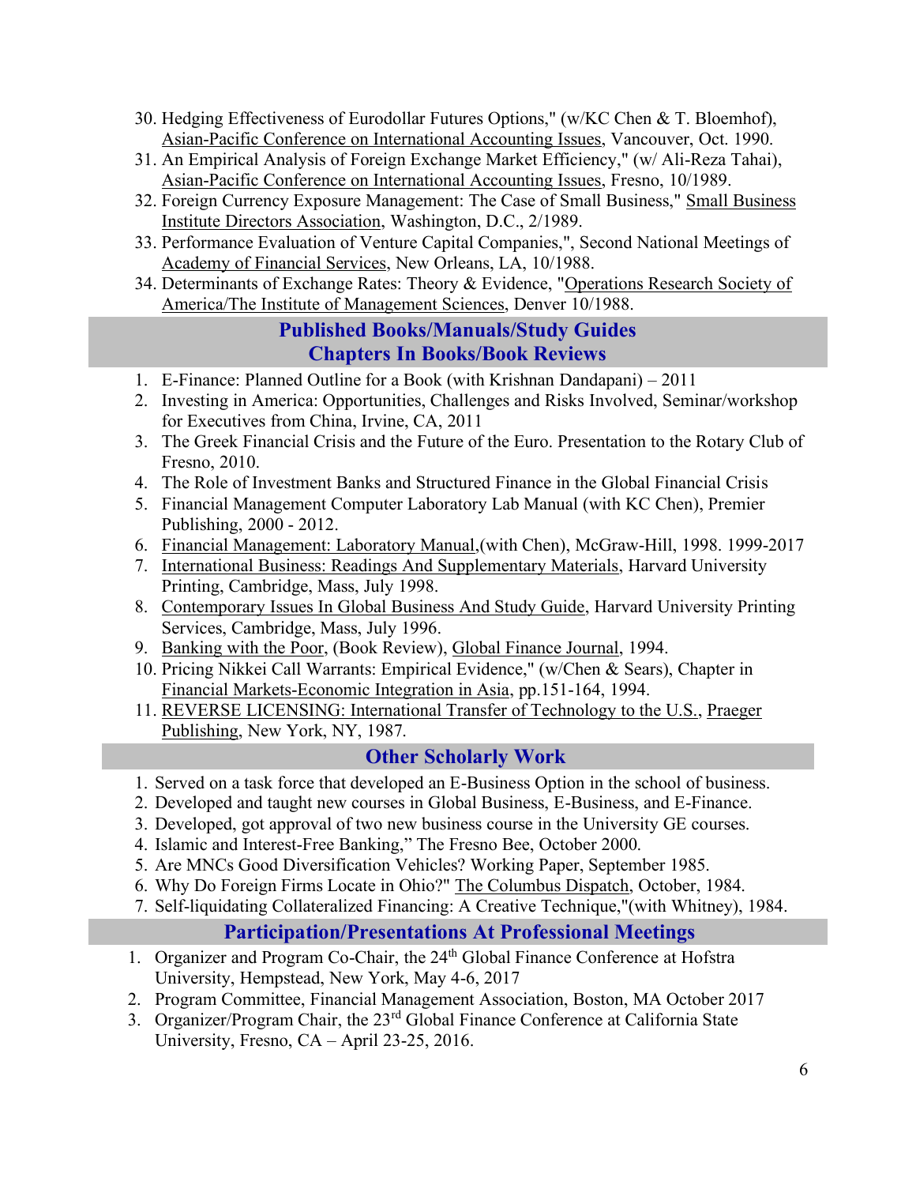30. Hedging Effectiveness of Eurodollar Futures Options," (w/KC Chen & T. Bloemhof), Asian-Pacific Conference on International Accounting Issues, Vancouver, Oct. 1990.
31. An Empirical Analysis of Foreign Exchange Market Efficiency," (w/ Ali-Reza Tahai), Asian-Pacific Conference on International Accounting Issues, Fresno, 10/1989.
32. Foreign Currency Exposure Management: The Case of Small Business," Small Business Institute Directors Association, Washington, D.C., 2/1989.
33. Performance Evaluation of Venture Capital Companies,", Second National Meetings of Academy of Financial Services, New Orleans, LA, 10/1988.
34. Determinants of Exchange Rates: Theory & Evidence, "Operations Research Society of America/The Institute of Management Sciences, Denver 10/1988.

## Published Books/Manuals/Study Guides Chapters In Books/Book Reviews

1. E-Finance: Planned Outline for a Book (with Krishnan Dandapani) – 2011
2. Investing in America: Opportunities, Challenges and Risks Involved, Seminar/workshop for Executives from China, Irvine, CA, 2011
3. The Greek Financial Crisis and the Future of the Euro. Presentation to the Rotary Club of Fresno, 2010.
4. The Role of Investment Banks and Structured Finance in the Global Financial Crisis
5. Financial Management Computer Laboratory Lab Manual (with KC Chen), Premier Publishing, 2000 - 2012.
6. Financial Management: Laboratory Manual,(with Chen), McGraw-Hill, 1998. 1999-2017
7. International Business: Readings And Supplementary Materials, Harvard University Printing, Cambridge, Mass, July 1998.
8. Contemporary Issues In Global Business And Study Guide, Harvard University Printing Services, Cambridge, Mass, July 1996.
9. Banking with the Poor, (Book Review), Global Finance Journal, 1994.
10. Pricing Nikkei Call Warrants: Empirical Evidence," (w/Chen & Sears), Chapter in Financial Markets-Economic Integration in Asia, pp.151-164, 1994.
11. REVERSE LICENSING: International Transfer of Technology to the U.S., Praeger Publishing, New York, NY, 1987.

## Other Scholarly Work

1. Served on a task force that developed an E-Business Option in the school of business.
2. Developed and taught new courses in Global Business, E-Business, and E-Finance.
3. Developed, got approval of two new business course in the University GE courses.
4. Islamic and Interest-Free Banking," The Fresno Bee, October 2000.
5. Are MNCs Good Diversification Vehicles? Working Paper, September 1985.
6. Why Do Foreign Firms Locate in Ohio?" The Columbus Dispatch, October, 1984.
7. Self-liquidating Collateralized Financing: A Creative Technique,"(with Whitney), 1984.

## Participation/Presentations At Professional Meetings

1. Organizer and Program Co-Chair, the 24th Global Finance Conference at Hofstra University, Hempstead, New York, May 4-6, 2017
2. Program Committee, Financial Management Association, Boston, MA October 2017
3. Organizer/Program Chair, the 23rd Global Finance Conference at California State University, Fresno, CA – April 23-25, 2016.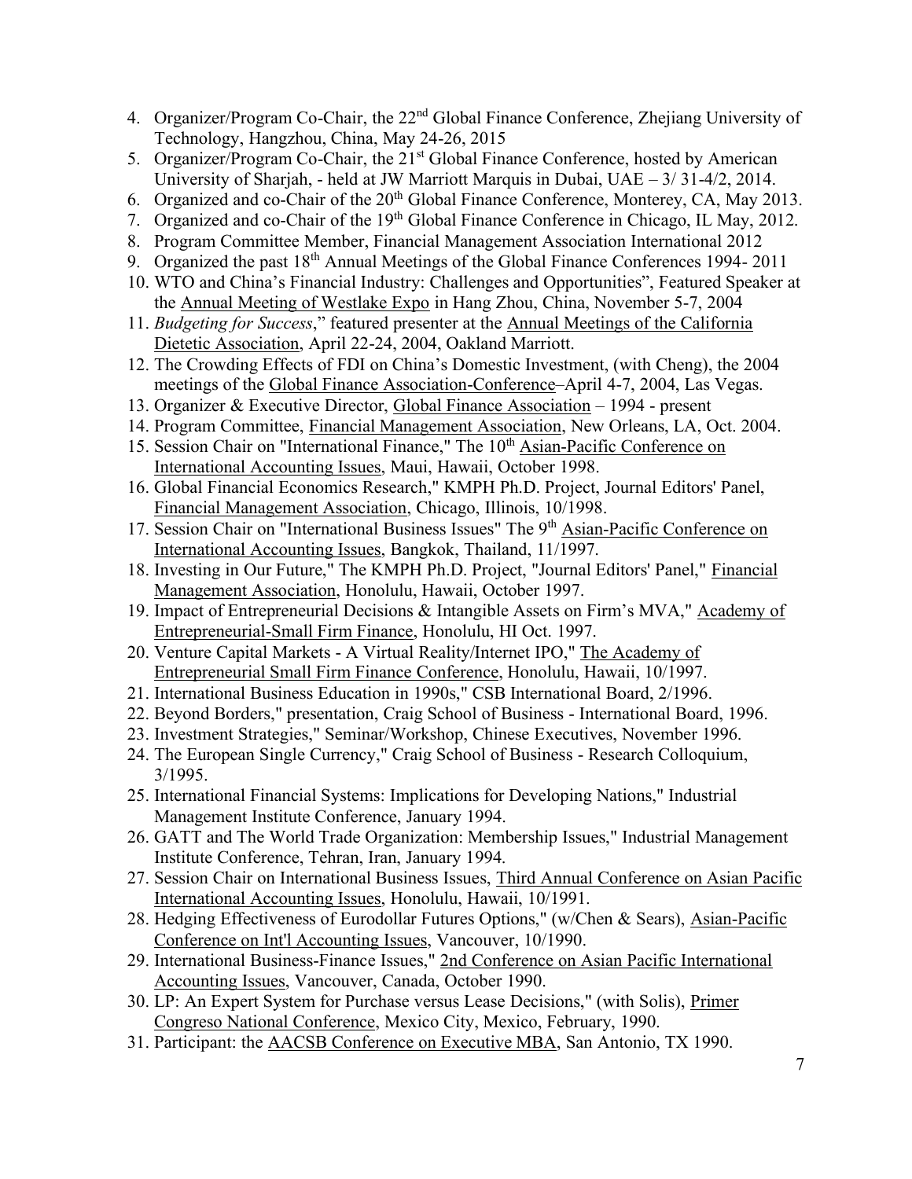4. Organizer/Program Co-Chair, the 22nd Global Finance Conference, Zhejiang University of Technology, Hangzhou, China, May 24-26, 2015
5. Organizer/Program Co-Chair, the 21st Global Finance Conference, hosted by American University of Sharjah, - held at JW Marriott Marquis in Dubai, UAE – 3/ 31-4/2, 2014.
6. Organized and co-Chair of the 20th Global Finance Conference, Monterey, CA, May 2013.
7. Organized and co-Chair of the 19th Global Finance Conference in Chicago, IL May, 2012.
8. Program Committee Member, Financial Management Association International 2012
9. Organized the past 18th Annual Meetings of the Global Finance Conferences 1994- 2011
10. WTO and China's Financial Industry: Challenges and Opportunities", Featured Speaker at the Annual Meeting of Westlake Expo in Hang Zhou, China, November 5-7, 2004
11. *Budgeting for Success*," featured presenter at the Annual Meetings of the California Dietetic Association, April 22-24, 2004, Oakland Marriott.
12. The Crowding Effects of FDI on China's Domestic Investment, (with Cheng), the 2004 meetings of the Global Finance Association-Conference–April 4-7, 2004, Las Vegas.
13. Organizer & Executive Director, Global Finance Association – 1994 - present
14. Program Committee, Financial Management Association, New Orleans, LA, Oct. 2004.
15. Session Chair on "International Finance," The 10th Asian-Pacific Conference on International Accounting Issues, Maui, Hawaii, October 1998.
16. Global Financial Economics Research," KMPH Ph.D. Project, Journal Editors' Panel, Financial Management Association, Chicago, Illinois, 10/1998.
17. Session Chair on "International Business Issues" The 9th Asian-Pacific Conference on International Accounting Issues, Bangkok, Thailand, 11/1997.
18. Investing in Our Future," The KMPH Ph.D. Project, "Journal Editors' Panel," Financial Management Association, Honolulu, Hawaii, October 1997.
19. Impact of Entrepreneurial Decisions & Intangible Assets on Firm's MVA," Academy of Entrepreneurial-Small Firm Finance, Honolulu, HI Oct. 1997.
20. Venture Capital Markets - A Virtual Reality/Internet IPO," The Academy of Entrepreneurial Small Firm Finance Conference, Honolulu, Hawaii, 10/1997.
21. International Business Education in 1990s," CSB International Board, 2/1996.
22. Beyond Borders," presentation, Craig School of Business - International Board, 1996.
23. Investment Strategies," Seminar/Workshop, Chinese Executives, November 1996.
24. The European Single Currency," Craig School of Business - Research Colloquium, 3/1995.
25. International Financial Systems: Implications for Developing Nations," Industrial Management Institute Conference, January 1994.
26. GATT and The World Trade Organization: Membership Issues," Industrial Management Institute Conference, Tehran, Iran, January 1994.
27. Session Chair on International Business Issues, Third Annual Conference on Asian Pacific International Accounting Issues, Honolulu, Hawaii, 10/1991.
28. Hedging Effectiveness of Eurodollar Futures Options," (w/Chen & Sears), Asian-Pacific Conference on Int'l Accounting Issues, Vancouver, 10/1990.
29. International Business-Finance Issues," 2nd Conference on Asian Pacific International Accounting Issues, Vancouver, Canada, October 1990.
30. LP: An Expert System for Purchase versus Lease Decisions," (with Solis), Primer Congreso National Conference, Mexico City, Mexico, February, 1990.
31. Participant: the AACSB Conference on Executive MBA, San Antonio, TX 1990.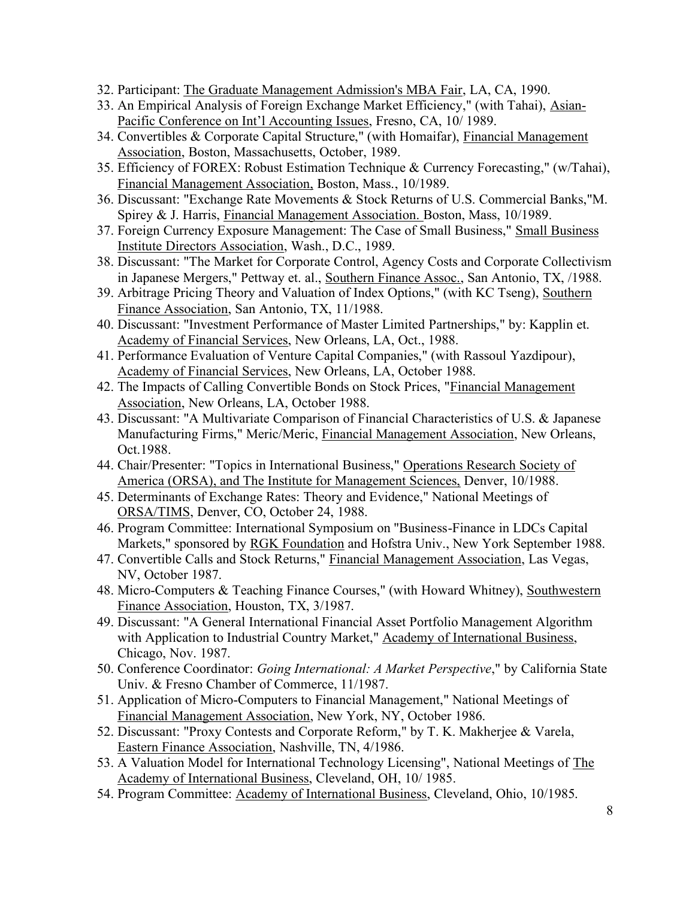32. Participant: The Graduate Management Admission's MBA Fair, LA, CA, 1990.
33. An Empirical Analysis of Foreign Exchange Market Efficiency," (with Tahai), Asian-Pacific Conference on Int'l Accounting Issues, Fresno, CA, 10/ 1989.
34. Convertibles & Corporate Capital Structure," (with Homaifar), Financial Management Association, Boston, Massachusetts, October, 1989.
35. Efficiency of FOREX: Robust Estimation Technique & Currency Forecasting," (w/Tahai), Financial Management Association, Boston, Mass., 10/1989.
36. Discussant: "Exchange Rate Movements & Stock Returns of U.S. Commercial Banks,"M. Spirey & J. Harris, Financial Management Association. Boston, Mass, 10/1989.
37. Foreign Currency Exposure Management: The Case of Small Business," Small Business Institute Directors Association, Wash., D.C., 1989.
38. Discussant: "The Market for Corporate Control, Agency Costs and Corporate Collectivism in Japanese Mergers," Pettway et. al., Southern Finance Assoc., San Antonio, TX, /1988.
39. Arbitrage Pricing Theory and Valuation of Index Options," (with KC Tseng), Southern Finance Association, San Antonio, TX, 11/1988.
40. Discussant: "Investment Performance of Master Limited Partnerships," by: Kapplin et. Academy of Financial Services, New Orleans, LA, Oct., 1988.
41. Performance Evaluation of Venture Capital Companies," (with Rassoul Yazdipour), Academy of Financial Services, New Orleans, LA, October 1988.
42. The Impacts of Calling Convertible Bonds on Stock Prices, "Financial Management Association, New Orleans, LA, October 1988.
43. Discussant: "A Multivariate Comparison of Financial Characteristics of U.S. & Japanese Manufacturing Firms," Meric/Meric, Financial Management Association, New Orleans, Oct.1988.
44. Chair/Presenter: "Topics in International Business," Operations Research Society of America (ORSA), and The Institute for Management Sciences, Denver, 10/1988.
45. Determinants of Exchange Rates: Theory and Evidence," National Meetings of ORSA/TIMS, Denver, CO, October 24, 1988.
46. Program Committee: International Symposium on "Business-Finance in LDCs Capital Markets," sponsored by RGK Foundation and Hofstra Univ., New York September 1988.
47. Convertible Calls and Stock Returns," Financial Management Association, Las Vegas, NV, October 1987.
48. Micro-Computers & Teaching Finance Courses," (with Howard Whitney), Southwestern Finance Association, Houston, TX, 3/1987.
49. Discussant: "A General International Financial Asset Portfolio Management Algorithm with Application to Industrial Country Market," Academy of International Business, Chicago, Nov. 1987.
50. Conference Coordinator: *Going International: A Market Perspective*," by California State Univ. & Fresno Chamber of Commerce, 11/1987.
51. Application of Micro-Computers to Financial Management," National Meetings of Financial Management Association, New York, NY, October 1986.
52. Discussant: "Proxy Contests and Corporate Reform," by T. K. Makherjee & Varela, Eastern Finance Association, Nashville, TN, 4/1986.
53. A Valuation Model for International Technology Licensing", National Meetings of The Academy of International Business, Cleveland, OH, 10/ 1985.
54. Program Committee: Academy of International Business, Cleveland, Ohio, 10/1985.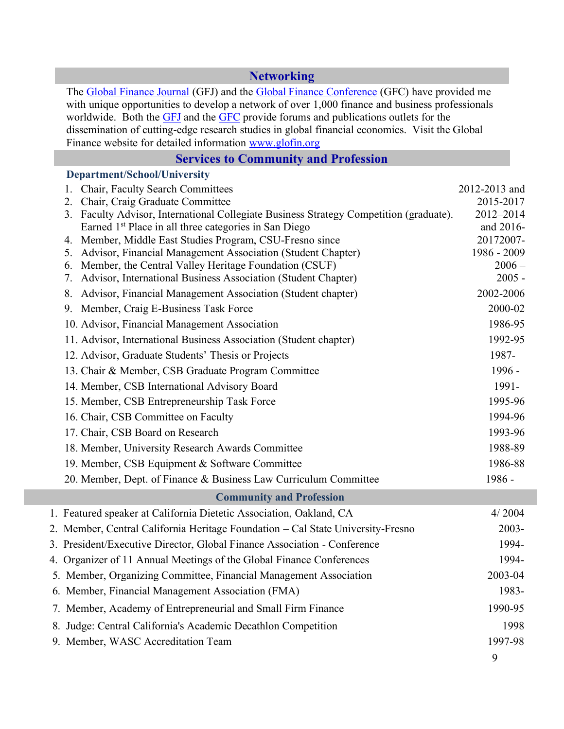## Networking

The [Global Finance Journal](#) (GFJ) and the [Global Finance Conference](#) (GFC) have provided me with unique opportunities to develop a network of over 1,000 finance and business professionals worldwide. Both the [GFJ](#) and the [GFC](#) provide forums and publications outlets for the dissemination of cutting-edge research studies in global financial economics. Visit the Global Finance website for detailed information [www.glofin.org](http://www.glofin.org)

## Services to Community and Profession

### Department/School/University

| | |
|---|---|
| 1. Chair, Faculty Search Committees | 2012-2013 and |
| 2. Chair, Craig Graduate Committee | 2015-2017 |
| 3. Faculty Advisor, International Collegiate Business Strategy Competition (graduate). Earned 1st Place in all three categories in San Diego | 2012–2014 and 2016- |
| 4. Member, Middle East Studies Program, CSU-Fresno since | 20172007- |
| 5. Advisor, Financial Management Association (Student Chapter) | 1986 - 2009 |
| 6. Member, the Central Valley Heritage Foundation (CSUF) | 2006 – |
| 7. Advisor, International Business Association (Student Chapter) | 2005 - |
| 8. Advisor, Financial Management Association (Student chapter) | 2002-2006 |
| 9. Member, Craig E-Business Task Force | 2000-02 |
| 10. Advisor, Financial Management Association | 1986-95 |
| 11. Advisor, International Business Association (Student chapter) | 1992-95 |
| 12. Advisor, Graduate Students' Thesis or Projects | 1987- |
| 13. Chair & Member, CSB Graduate Program Committee | 1996 - |
| 14. Member, CSB International Advisory Board | 1991- |
| 15. Member, CSB Entrepreneurship Task Force | 1995-96 |
| 16. Chair, CSB Committee on Faculty | 1994-96 |
| 17. Chair, CSB Board on Research | 1993-96 |
| 18. Member, University Research Awards Committee | 1988-89 |
| 19. Member, CSB Equipment & Software Committee | 1986-88 |
| 20. Member, Dept. of Finance & Business Law Curriculum Committee | 1986 - |

### Community and Profession

| | |
|---|---|
| 1. Featured speaker at California Dietetic Association, Oakland, CA | 4/ 2004 |
| 2. Member, Central California Heritage Foundation – Cal State University-Fresno | 2003- |
| 3. President/Executive Director, Global Finance Association - Conference | 1994- |
| 4. Organizer of 11 Annual Meetings of the Global Finance Conferences | 1994- |
| 5. Member, Organizing Committee, Financial Management Association | 2003-04 |
| 6. Member, Financial Management Association (FMA) | 1983- |
| 7. Member, Academy of Entrepreneurial and Small Firm Finance | 1990-95 |
| 8. Judge: Central California's Academic Decathlon Competition | 1998 |
| 9. Member, WASC Accreditation Team | 1997-98 |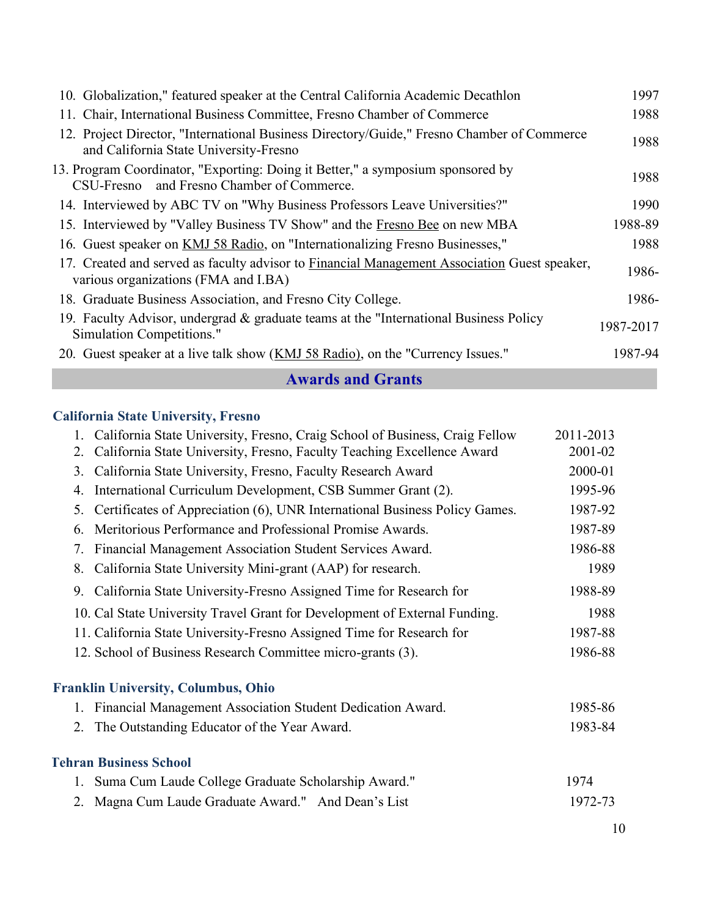| | |
|---|---|
| 10. Globalization," featured speaker at the Central California Academic Decathlon | 1997 |
| 11. Chair, International Business Committee, Fresno Chamber of Commerce | 1988 |
| 12. Project Director, "International Business Directory/Guide," Fresno Chamber of Commerce and California State University-Fresno | 1988 |
| 13. Program Coordinator, "Exporting: Doing it Better," a symposium sponsored by CSU-Fresno and Fresno Chamber of Commerce. | 1988 |
| 14. Interviewed by ABC TV on "Why Business Professors Leave Universities?" | 1990 |
| 15. Interviewed by "Valley Business TV Show" and the Fresno Bee on new MBA | 1988-89 |
| 16. Guest speaker on KMJ 58 Radio, on "Internationalizing Fresno Businesses," | 1988 |
| 17. Created and served as faculty advisor to Financial Management Association Guest speaker, various organizations (FMA and I.BA) | 1986- |
| 18. Graduate Business Association, and Fresno City College. | 1986- |
| 19. Faculty Advisor, undergrad & graduate teams at the "International Business Policy Simulation Competitions." | 1987-2017 |
| 20. Guest speaker at a live talk show (KMJ 58 Radio), on the "Currency Issues." | 1987-94 |

## Awards and Grants

### California State University, Fresno

| | |
|---|---|
| 1. California State University, Fresno, Craig School of Business, Craig Fellow | 2011-2013 |
| 2. California State University, Fresno, Faculty Teaching Excellence Award | 2001-02 |
| 3. California State University, Fresno, Faculty Research Award | 2000-01 |
| 4. International Curriculum Development, CSB Summer Grant (2). | 1995-96 |
| 5. Certificates of Appreciation (6), UNR International Business Policy Games. | 1987-92 |
| 6. Meritorious Performance and Professional Promise Awards. | 1987-89 |
| 7. Financial Management Association Student Services Award. | 1986-88 |
| 8. California State University Mini-grant (AAP) for research. | 1989 |
| 9. California State University-Fresno Assigned Time for Research for | 1988-89 |
| 10. Cal State University Travel Grant for Development of External Funding. | 1988 |
| 11. California State University-Fresno Assigned Time for Research for | 1987-88 |
| 12. School of Business Research Committee micro-grants (3). | 1986-88 |

### Franklin University, Columbus, Ohio

| | |
|---|---|
| 1. Financial Management Association Student Dedication Award. | 1985-86 |
| 2. The Outstanding Educator of the Year Award. | 1983-84 |

### Tehran Business School

| | |
|---|---|
| 1. Suma Cum Laude College Graduate Scholarship Award." | 1974 |
| 2. Magna Cum Laude Graduate Award." And Dean's List | 1972-73 |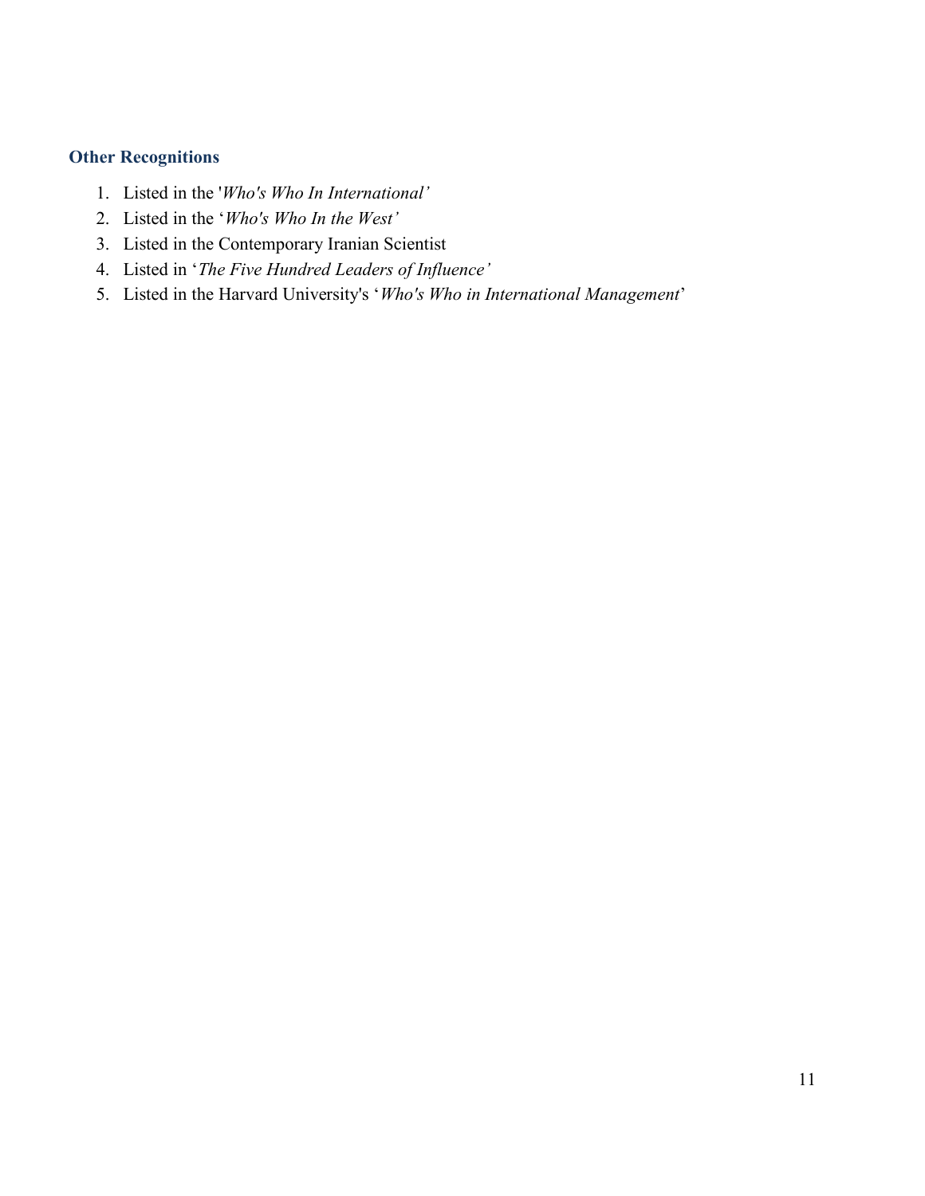### Other Recognitions

1. Listed in the '*Who's Who In International'*
2. Listed in the '*Who's Who In the West'*
3. Listed in the Contemporary Iranian Scientist
4. Listed in '*The Five Hundred Leaders of Influence'*
5. Listed in the Harvard University's '*Who's Who in International Management*'